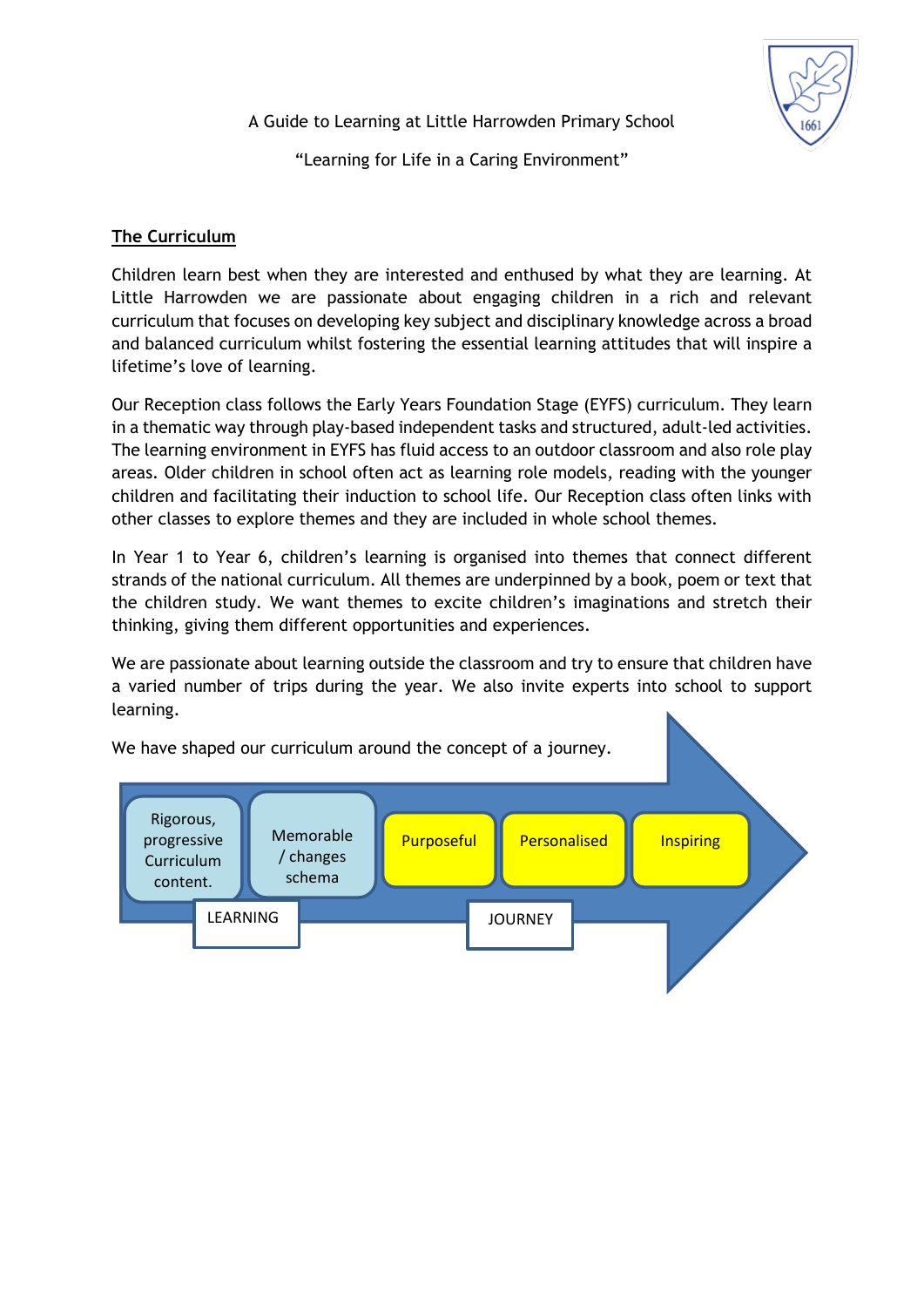A Guide to Learning at Little Harrowden Primary School

"Learning for Life in a Caring Environment"

## The Curriculum

Children learn best when they are interested and enthused by what they are learning. At Little Harrowden we are passionate about engaging children in a rich and relevant curriculum that focuses on developing key subject and disciplinary knowledge across a broad and balanced curriculum whilst fostering the essential learning attitudes that will inspire a lifetime's love of learning.

Our Reception class follows the Early Years Foundation Stage (EYFS) curriculum. They learn in a thematic way through play-based independent tasks and structured, adult-led activities. The learning environment in EYFS has fluid access to an outdoor classroom and also role play areas. Older children in school often act as learning role models, reading with the younger children and facilitating their induction to school life. Our Reception class often links with other classes to explore themes and they are included in whole school themes.

In Year 1 to Year 6, children's learning is organised into themes that connect different strands of the national curriculum. All themes are underpinned by a book, poem or text that the children study. We want themes to excite children's imaginations and stretch their thinking, giving them different opportunities and experiences.

We are passionate about learning outside the classroom and try to ensure that children have a varied number of trips during the year. We also invite experts into school to support learning.

We have shaped our curriculum around the concept of a journey.

Rigorous, progressive Curriculum content. | Memorable / changes schema | Purposeful | Personalised | Inspiring

LEARNING JOURNEY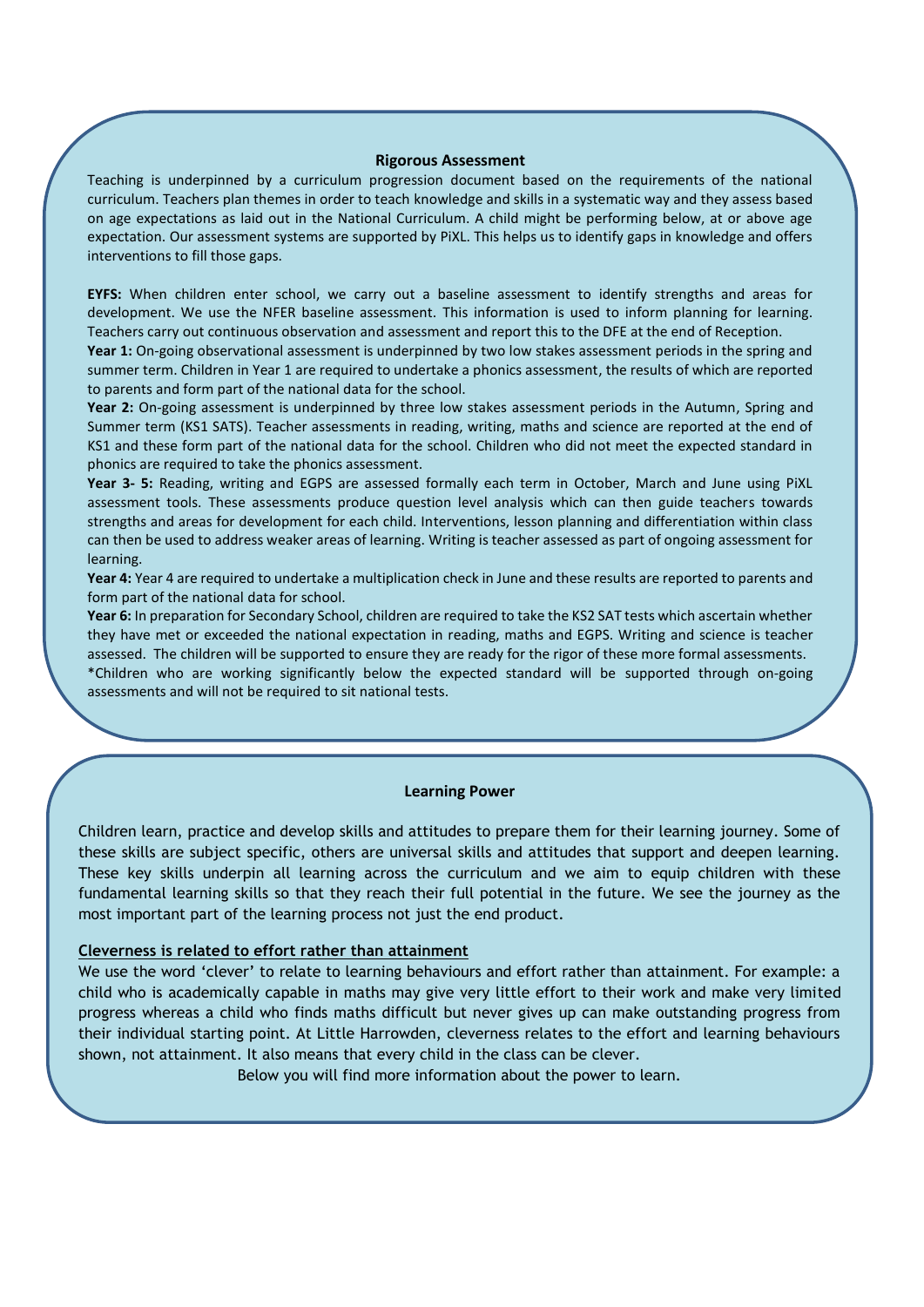## Rigorous Assessment

Teaching is underpinned by a curriculum progression document based on the requirements of the national curriculum. Teachers plan themes in order to teach knowledge and skills in a systematic way and they assess based on age expectations as laid out in the National Curriculum. A child might be performing below, at or above age expectation. Our assessment systems are supported by PiXL. This helps us to identify gaps in knowledge and offers interventions to fill those gaps.

**EYFS:** When children enter school, we carry out a baseline assessment to identify strengths and areas for development. We use the NFER baseline assessment. This information is used to inform planning for learning. Teachers carry out continuous observation and assessment and report this to the DFE at the end of Reception.

**Year 1:** On-going observational assessment is underpinned by two low stakes assessment periods in the spring and summer term. Children in Year 1 are required to undertake a phonics assessment, the results of which are reported to parents and form part of the national data for the school.

**Year 2:** On-going assessment is underpinned by three low stakes assessment periods in the Autumn, Spring and Summer term (KS1 SATS). Teacher assessments in reading, writing, maths and science are reported at the end of KS1 and these form part of the national data for the school. Children who did not meet the expected standard in phonics are required to take the phonics assessment.

**Year 3- 5:** Reading, writing and EGPS are assessed formally each term in October, March and June using PiXL assessment tools. These assessments produce question level analysis which can then guide teachers towards strengths and areas for development for each child. Interventions, lesson planning and differentiation within class can then be used to address weaker areas of learning. Writing is teacher assessed as part of ongoing assessment for learning.

**Year 4:** Year 4 are required to undertake a multiplication check in June and these results are reported to parents and form part of the national data for school.

**Year 6:** In preparation for Secondary School, children are required to take the KS2 SAT tests which ascertain whether they have met or exceeded the national expectation in reading, maths and EGPS. Writing and science is teacher assessed. The children will be supported to ensure they are ready for the rigor of these more formal assessments.

*Children who are working significantly below the expected standard will be supported through on-going assessments and will not be required to sit national tests.

## Learning Power

Children learn, practice and develop skills and attitudes to prepare them for their learning journey. Some of these skills are subject specific, others are universal skills and attitudes that support and deepen learning. These key skills underpin all learning across the curriculum and we aim to equip children with these fundamental learning skills so that they reach their full potential in the future. We see the journey as the most important part of the learning process not just the end product.

### Cleverness is related to effort rather than attainment

We use the word 'clever' to relate to learning behaviours and effort rather than attainment. For example: a child who is academically capable in maths may give very little effort to their work and make very limited progress whereas a child who finds maths difficult but never gives up can make outstanding progress from their individual starting point. At Little Harrowden, cleverness relates to the effort and learning behaviours shown, not attainment. It also means that every child in the class can be clever.

Below you will find more information about the power to learn.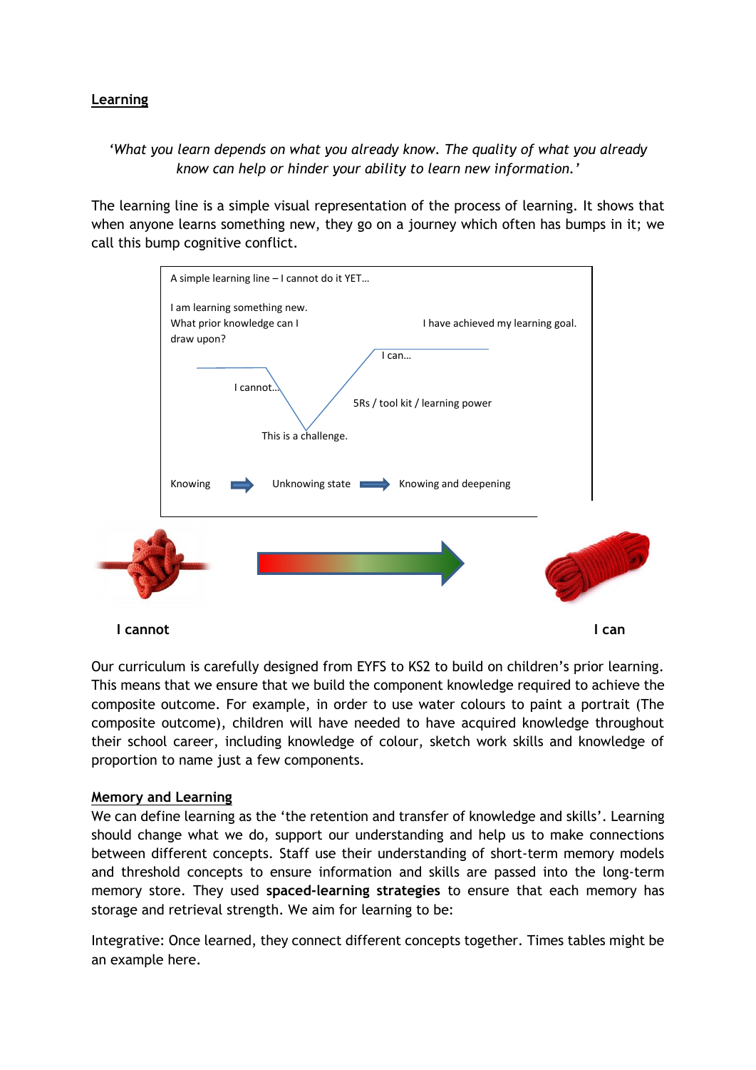## Learning

*'What you learn depends on what you already know. The quality of what you already know can help or hinder your ability to learn new information.'*

The learning line is a simple visual representation of the process of learning. It shows that when anyone learns something new, they go on a journey which often has bumps in it; we call this bump cognitive conflict.

A simple learning line – I cannot do it YET…

I am learning something new. What prior knowledge can I draw upon?

I cannot…

This is a challenge.

5Rs / tool kit / learning power

I can…

I have achieved my learning goal.

Knowing → Unknowing state → Knowing and deepening

**I cannot** **I can**

Our curriculum is carefully designed from EYFS to KS2 to build on children's prior learning. This means that we ensure that we build the component knowledge required to achieve the composite outcome. For example, in order to use water colours to paint a portrait (The composite outcome), children will have needed to have acquired knowledge throughout their school career, including knowledge of colour, sketch work skills and knowledge of proportion to name just a few components.

## Memory and Learning

We can define learning as the 'the retention and transfer of knowledge and skills'. Learning should change what we do, support our understanding and help us to make connections between different concepts. Staff use their understanding of short-term memory models and threshold concepts to ensure information and skills are passed into the long-term memory store. They used **spaced-learning strategies** to ensure that each memory has storage and retrieval strength. We aim for learning to be:

Integrative: Once learned, they connect different concepts together. Times tables might be an example here.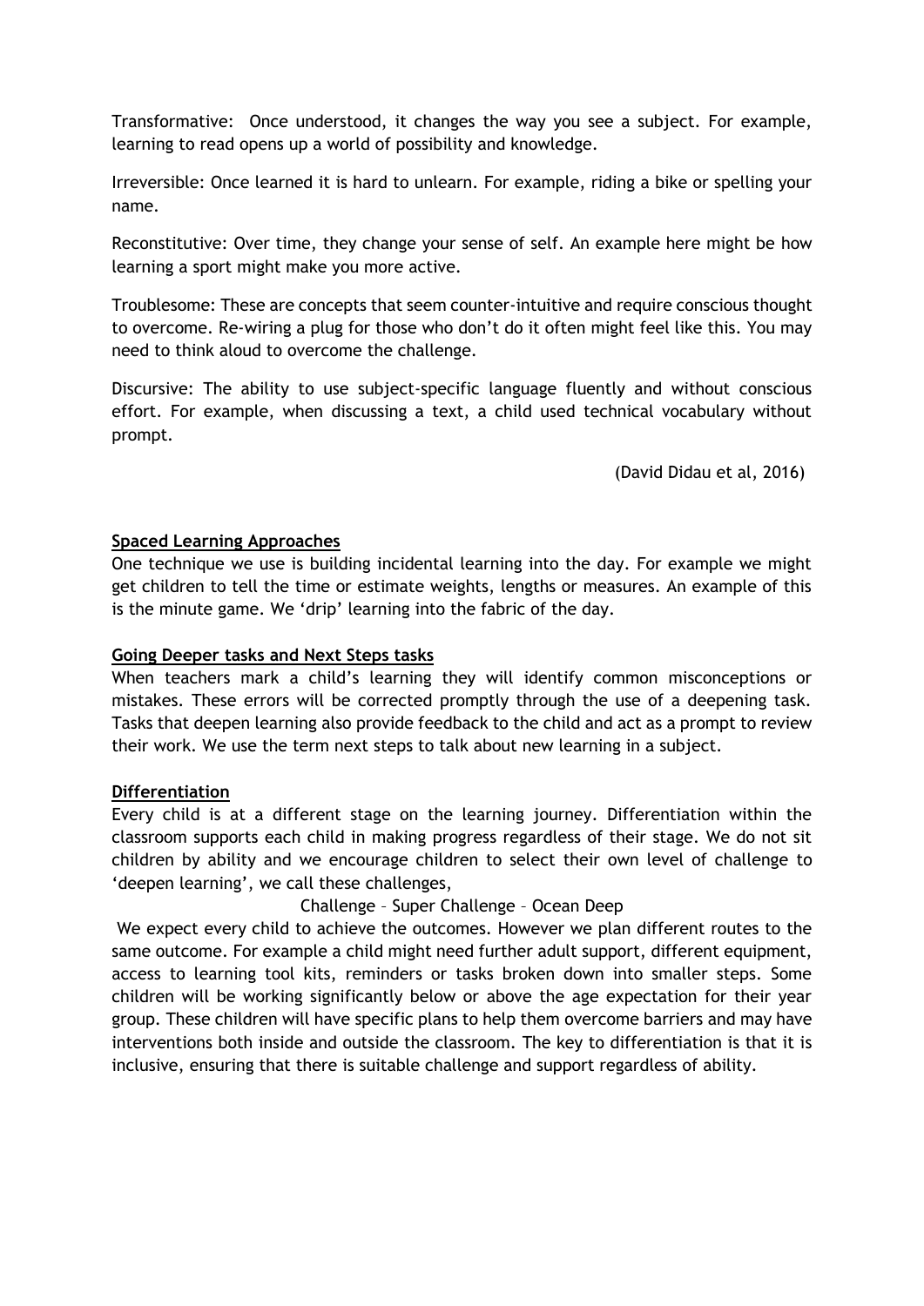Transformative: Once understood, it changes the way you see a subject. For example, learning to read opens up a world of possibility and knowledge.

Irreversible: Once learned it is hard to unlearn. For example, riding a bike or spelling your name.

Reconstitutive: Over time, they change your sense of self. An example here might be how learning a sport might make you more active.

Troublesome: These are concepts that seem counter-intuitive and require conscious thought to overcome. Re-wiring a plug for those who don't do it often might feel like this. You may need to think aloud to overcome the challenge.

Discursive: The ability to use subject-specific language fluently and without conscious effort. For example, when discussing a text, a child used technical vocabulary without prompt.

(David Didau et al, 2016)

**Spaced Learning Approaches**

One technique we use is building incidental learning into the day. For example we might get children to tell the time or estimate weights, lengths or measures. An example of this is the minute game. We 'drip' learning into the fabric of the day.

**Going Deeper tasks and Next Steps tasks**

When teachers mark a child's learning they will identify common misconceptions or mistakes. These errors will be corrected promptly through the use of a deepening task. Tasks that deepen learning also provide feedback to the child and act as a prompt to review their work. We use the term next steps to talk about new learning in a subject.

**Differentiation**

Every child is at a different stage on the learning journey. Differentiation within the classroom supports each child in making progress regardless of their stage. We do not sit children by ability and we encourage children to select their own level of challenge to 'deepen learning', we call these challenges,

Challenge – Super Challenge – Ocean Deep

We expect every child to achieve the outcomes. However we plan different routes to the same outcome. For example a child might need further adult support, different equipment, access to learning tool kits, reminders or tasks broken down into smaller steps. Some children will be working significantly below or above the age expectation for their year group. These children will have specific plans to help them overcome barriers and may have interventions both inside and outside the classroom. The key to differentiation is that it is inclusive, ensuring that there is suitable challenge and support regardless of ability.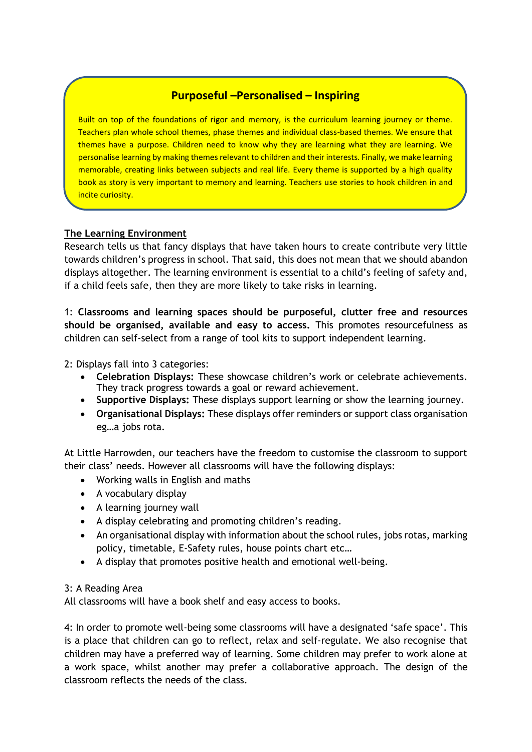## Purposeful –Personalised – Inspiring

Built on top of the foundations of rigor and memory, is the curriculum learning journey or theme. Teachers plan whole school themes, phase themes and individual class-based themes. We ensure that themes have a purpose. Children need to know why they are learning what they are learning. We personalise learning by making themes relevant to children and their interests. Finally, we make learning memorable, creating links between subjects and real life. Every theme is supported by a high quality book as story is very important to memory and learning. Teachers use stories to hook children in and incite curiosity.

**The Learning Environment**

Research tells us that fancy displays that have taken hours to create contribute very little towards children's progress in school. That said, this does not mean that we should abandon displays altogether. The learning environment is essential to a child's feeling of safety and, if a child feels safe, then they are more likely to take risks in learning.

1: **Classrooms and learning spaces should be purposeful, clutter free and resources should be organised, available and easy to access.** This promotes resourcefulness as children can self-select from a range of tool kits to support independent learning.

2: Displays fall into 3 categories:

- **Celebration Displays:** These showcase children's work or celebrate achievements. They track progress towards a goal or reward achievement.
- **Supportive Displays:** These displays support learning or show the learning journey.
- **Organisational Displays:** These displays offer reminders or support class organisation eg…a jobs rota.

At Little Harrowden, our teachers have the freedom to customise the classroom to support their class' needs. However all classrooms will have the following displays:

- Working walls in English and maths
- A vocabulary display
- A learning journey wall
- A display celebrating and promoting children's reading.
- An organisational display with information about the school rules, jobs rotas, marking policy, timetable, E-Safety rules, house points chart etc…
- A display that promotes positive health and emotional well-being.

3: A Reading Area

All classrooms will have a book shelf and easy access to books.

4: In order to promote well-being some classrooms will have a designated 'safe space'. This is a place that children can go to reflect, relax and self-regulate. We also recognise that children may have a preferred way of learning. Some children may prefer to work alone at a work space, whilst another may prefer a collaborative approach. The design of the classroom reflects the needs of the class.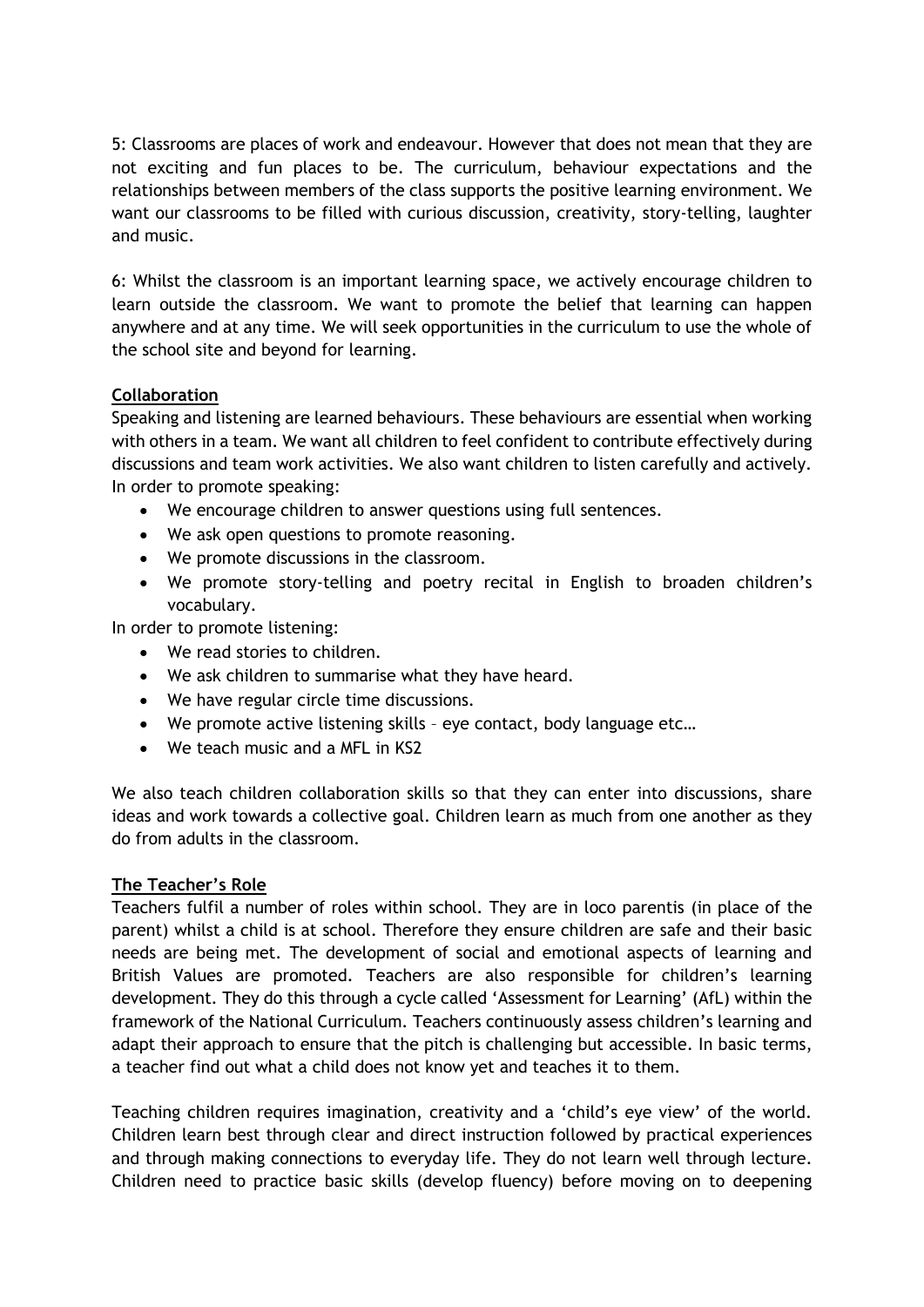5: Classrooms are places of work and endeavour. However that does not mean that they are not exciting and fun places to be. The curriculum, behaviour expectations and the relationships between members of the class supports the positive learning environment. We want our classrooms to be filled with curious discussion, creativity, story-telling, laughter and music.

6: Whilst the classroom is an important learning space, we actively encourage children to learn outside the classroom. We want to promote the belief that learning can happen anywhere and at any time. We will seek opportunities in the curriculum to use the whole of the school site and beyond for learning.

**Collaboration**

Speaking and listening are learned behaviours. These behaviours are essential when working with others in a team. We want all children to feel confident to contribute effectively during discussions and team work activities. We also want children to listen carefully and actively.

In order to promote speaking:

- We encourage children to answer questions using full sentences.
- We ask open questions to promote reasoning.
- We promote discussions in the classroom.
- We promote story-telling and poetry recital in English to broaden children's vocabulary.

In order to promote listening:

- We read stories to children.
- We ask children to summarise what they have heard.
- We have regular circle time discussions.
- We promote active listening skills – eye contact, body language etc…
- We teach music and a MFL in KS2

We also teach children collaboration skills so that they can enter into discussions, share ideas and work towards a collective goal. Children learn as much from one another as they do from adults in the classroom.

**The Teacher's Role**

Teachers fulfil a number of roles within school. They are in loco parentis (in place of the parent) whilst a child is at school. Therefore they ensure children are safe and their basic needs are being met. The development of social and emotional aspects of learning and British Values are promoted. Teachers are also responsible for children's learning development. They do this through a cycle called 'Assessment for Learning' (AfL) within the framework of the National Curriculum. Teachers continuously assess children's learning and adapt their approach to ensure that the pitch is challenging but accessible. In basic terms, a teacher find out what a child does not know yet and teaches it to them.

Teaching children requires imagination, creativity and a 'child's eye view' of the world. Children learn best through clear and direct instruction followed by practical experiences and through making connections to everyday life. They do not learn well through lecture. Children need to practice basic skills (develop fluency) before moving on to deepening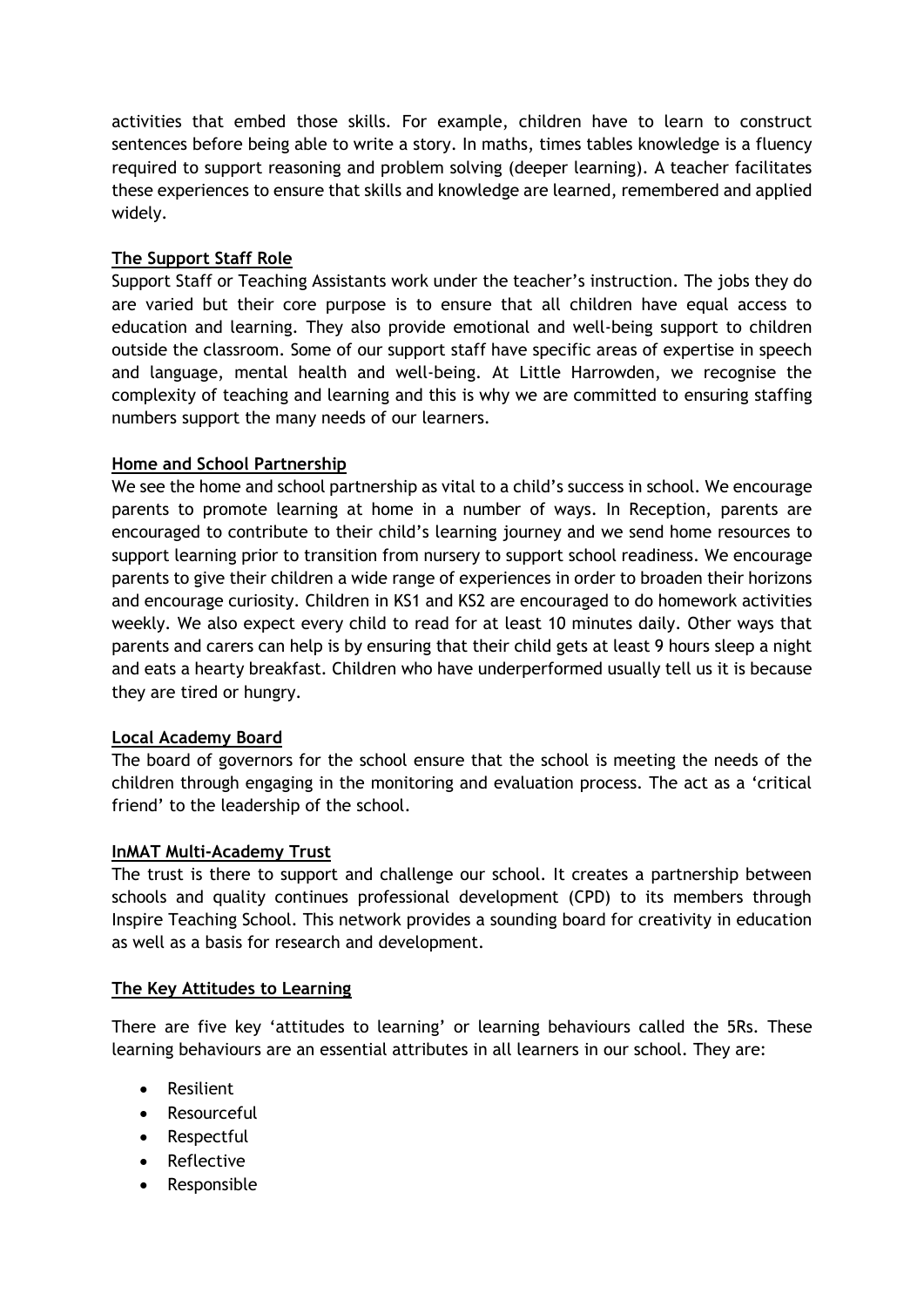activities that embed those skills. For example, children have to learn to construct sentences before being able to write a story. In maths, times tables knowledge is a fluency required to support reasoning and problem solving (deeper learning). A teacher facilitates these experiences to ensure that skills and knowledge are learned, remembered and applied widely.

**The Support Staff Role**

Support Staff or Teaching Assistants work under the teacher's instruction. The jobs they do are varied but their core purpose is to ensure that all children have equal access to education and learning. They also provide emotional and well-being support to children outside the classroom. Some of our support staff have specific areas of expertise in speech and language, mental health and well-being. At Little Harrowden, we recognise the complexity of teaching and learning and this is why we are committed to ensuring staffing numbers support the many needs of our learners.

**Home and School Partnership**

We see the home and school partnership as vital to a child's success in school. We encourage parents to promote learning at home in a number of ways. In Reception, parents are encouraged to contribute to their child's learning journey and we send home resources to support learning prior to transition from nursery to support school readiness. We encourage parents to give their children a wide range of experiences in order to broaden their horizons and encourage curiosity. Children in KS1 and KS2 are encouraged to do homework activities weekly. We also expect every child to read for at least 10 minutes daily. Other ways that parents and carers can help is by ensuring that their child gets at least 9 hours sleep a night and eats a hearty breakfast. Children who have underperformed usually tell us it is because they are tired or hungry.

**Local Academy Board**

The board of governors for the school ensure that the school is meeting the needs of the children through engaging in the monitoring and evaluation process. The act as a 'critical friend' to the leadership of the school.

**InMAT Multi-Academy Trust**

The trust is there to support and challenge our school. It creates a partnership between schools and quality continues professional development (CPD) to its members through Inspire Teaching School. This network provides a sounding board for creativity in education as well as a basis for research and development.

**The Key Attitudes to Learning**

There are five key 'attitudes to learning' or learning behaviours called the 5Rs. These learning behaviours are an essential attributes in all learners in our school. They are:

- Resilient
- Resourceful
- Respectful
- Reflective
- Responsible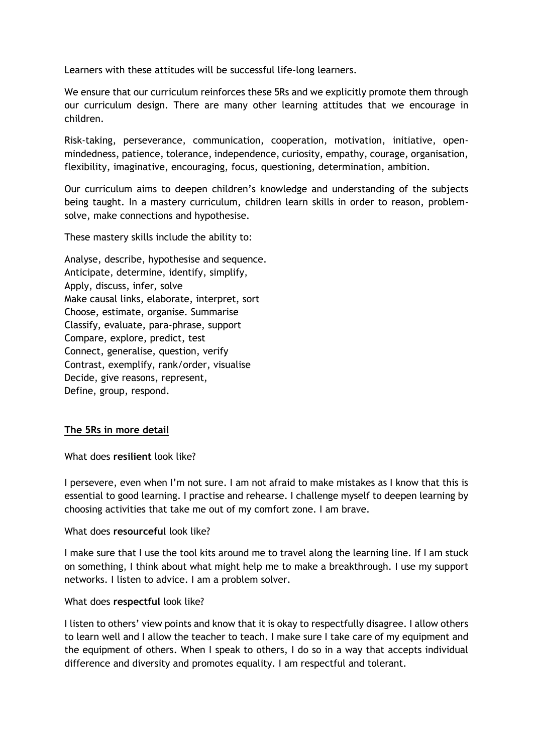Learners with these attitudes will be successful life-long learners.

We ensure that our curriculum reinforces these 5Rs and we explicitly promote them through our curriculum design. There are many other learning attitudes that we encourage in children.

Risk-taking, perseverance, communication, cooperation, motivation, initiative, open-mindedness, patience, tolerance, independence, curiosity, empathy, courage, organisation, flexibility, imaginative, encouraging, focus, questioning, determination, ambition.

Our curriculum aims to deepen children's knowledge and understanding of the subjects being taught. In a mastery curriculum, children learn skills in order to reason, problem-solve, make connections and hypothesise.

These mastery skills include the ability to:

Analyse, describe, hypothesise and sequence.
Anticipate, determine, identify, simplify,
Apply, discuss, infer, solve
Make causal links, elaborate, interpret, sort
Choose, estimate, organise. Summarise
Classify, evaluate, para-phrase, support
Compare, explore, predict, test
Connect, generalise, question, verify
Contrast, exemplify, rank/order, visualise
Decide, give reasons, represent,
Define, group, respond.

## The 5Rs in more detail

What does **resilient** look like?

I persevere, even when I'm not sure. I am not afraid to make mistakes as I know that this is essential to good learning. I practise and rehearse. I challenge myself to deepen learning by choosing activities that take me out of my comfort zone. I am brave.

What does **resourceful** look like?

I make sure that I use the tool kits around me to travel along the learning line. If I am stuck on something, I think about what might help me to make a breakthrough. I use my support networks. I listen to advice. I am a problem solver.

What does **respectful** look like?

I listen to others' view points and know that it is okay to respectfully disagree. I allow others to learn well and I allow the teacher to teach. I make sure I take care of my equipment and the equipment of others. When I speak to others, I do so in a way that accepts individual difference and diversity and promotes equality. I am respectful and tolerant.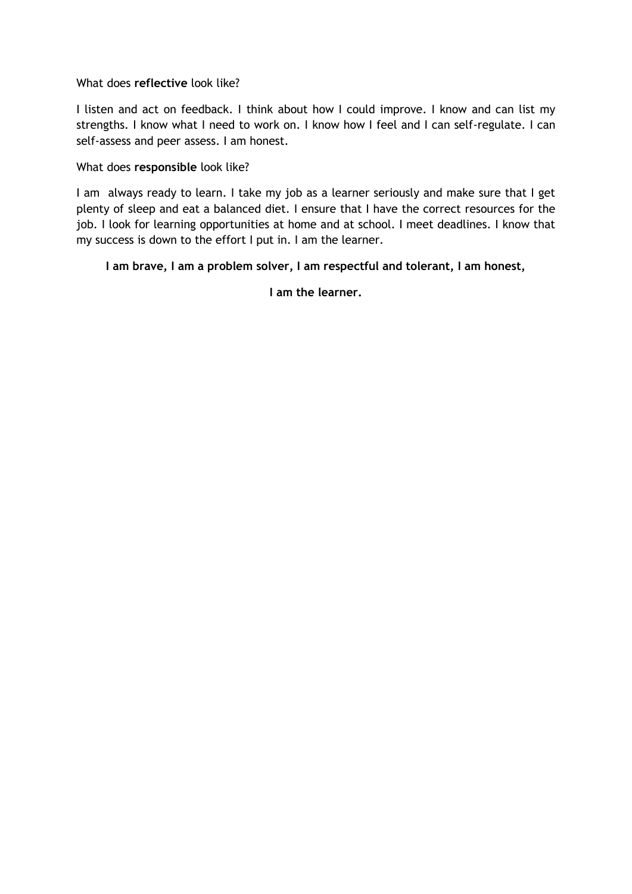What does **reflective** look like?

I listen and act on feedback. I think about how I could improve. I know and can list my strengths. I know what I need to work on. I know how I feel and I can self-regulate. I can self-assess and peer assess. I am honest.

What does **responsible** look like?

I am always ready to learn. I take my job as a learner seriously and make sure that I get plenty of sleep and eat a balanced diet. I ensure that I have the correct resources for the job. I look for learning opportunities at home and at school. I meet deadlines. I know that my success is down to the effort I put in. I am the learner.

**I am brave, I am a problem solver, I am respectful and tolerant, I am honest,**

**I am the learner.**